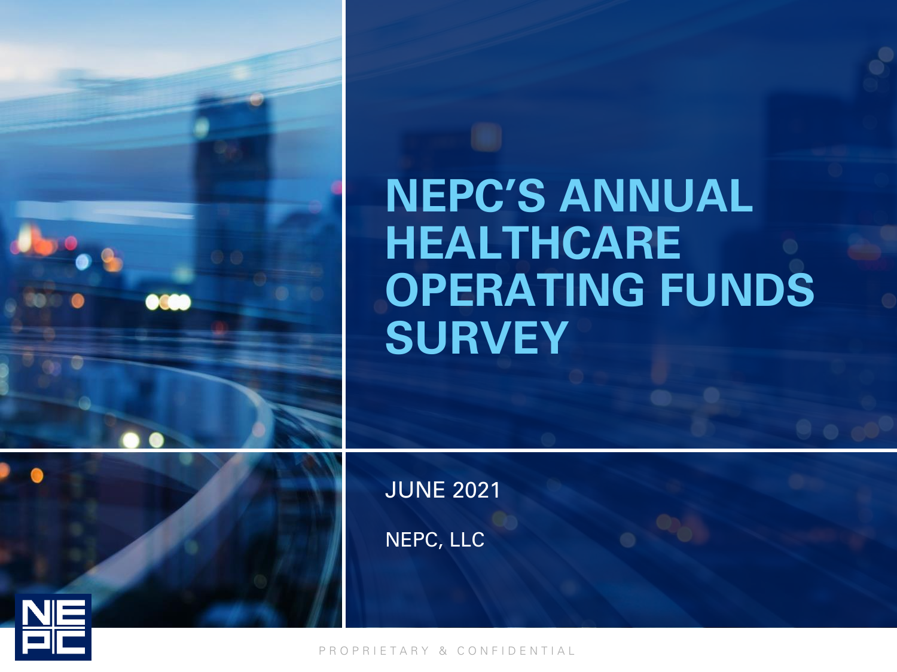# NEPC'S ANNUAL HEALTHCARE OPERATING FUNDS SURVEY

JUNE 2021

NEPC, LLC

PROPRIETARY & CONFIDENTIAL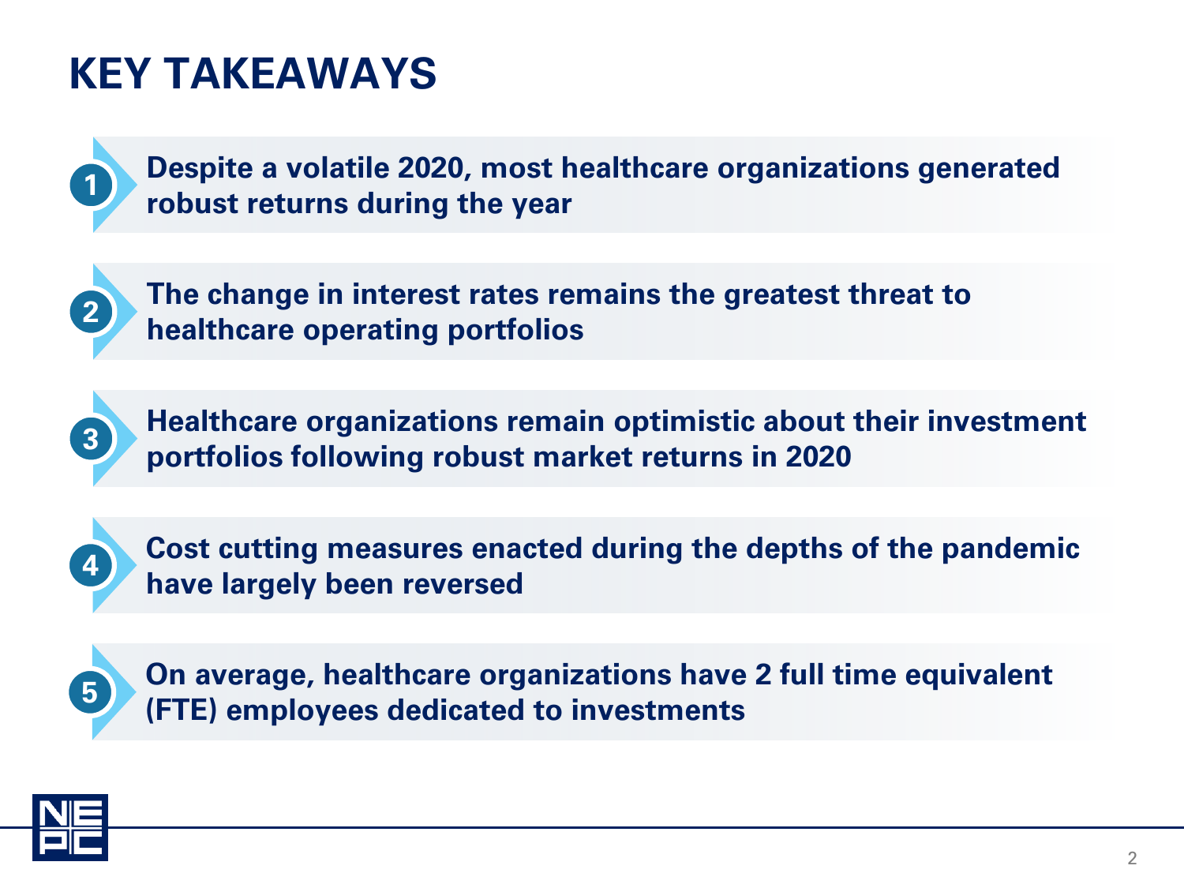# KEY TAKEAWAYS

1. **Despite a volatile 2020, most healthcare organizations generated robust returns during the year**

2. **The change in interest rates remains the greatest threat to healthcare operating portfolios**

3. **Healthcare organizations remain optimistic about their investment portfolios following robust market returns in 2020**

4. **Cost cutting measures enacted during the depths of the pandemic have largely been reversed**

5. **On average, healthcare organizations have 2 full time equivalent (FTE) employees dedicated to investments**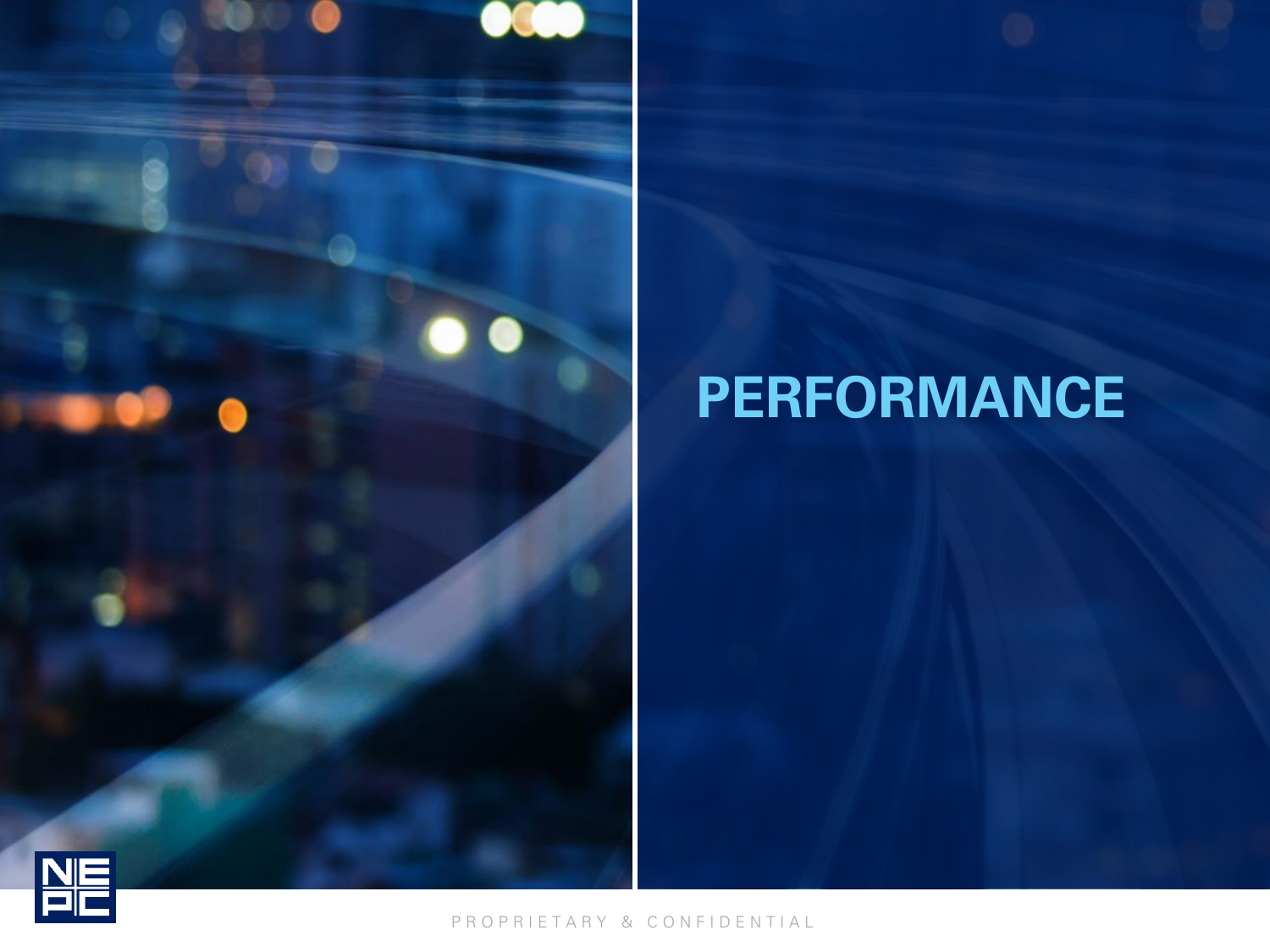# PERFORMANCE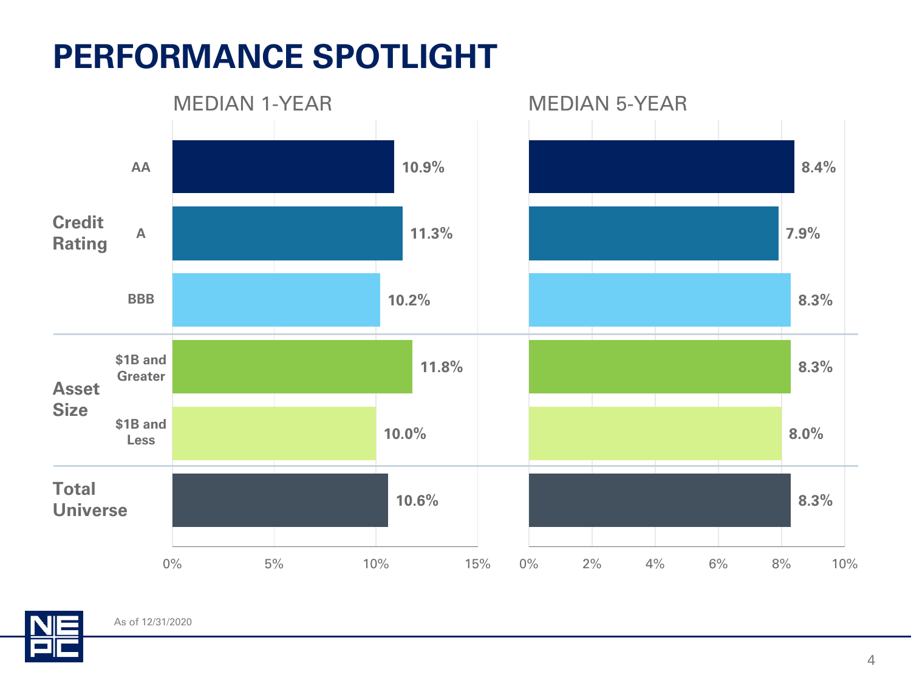# PERFORMANCE SPOTLIGHT

| | | MEDIAN 1-YEAR | MEDIAN 5-YEAR |
|---|---|---|---|
| Credit Rating | AA | 10.9% | 8.4% |
| | A | 11.3% | 7.9% |
| | BBB | 10.2% | 8.3% |
| Asset Size | $1B and Greater | 11.8% | 8.3% |
| | $1B and Less | 10.0% | 8.0% |
| Total Universe | | 10.6% | 8.3% |

As of 12/31/2020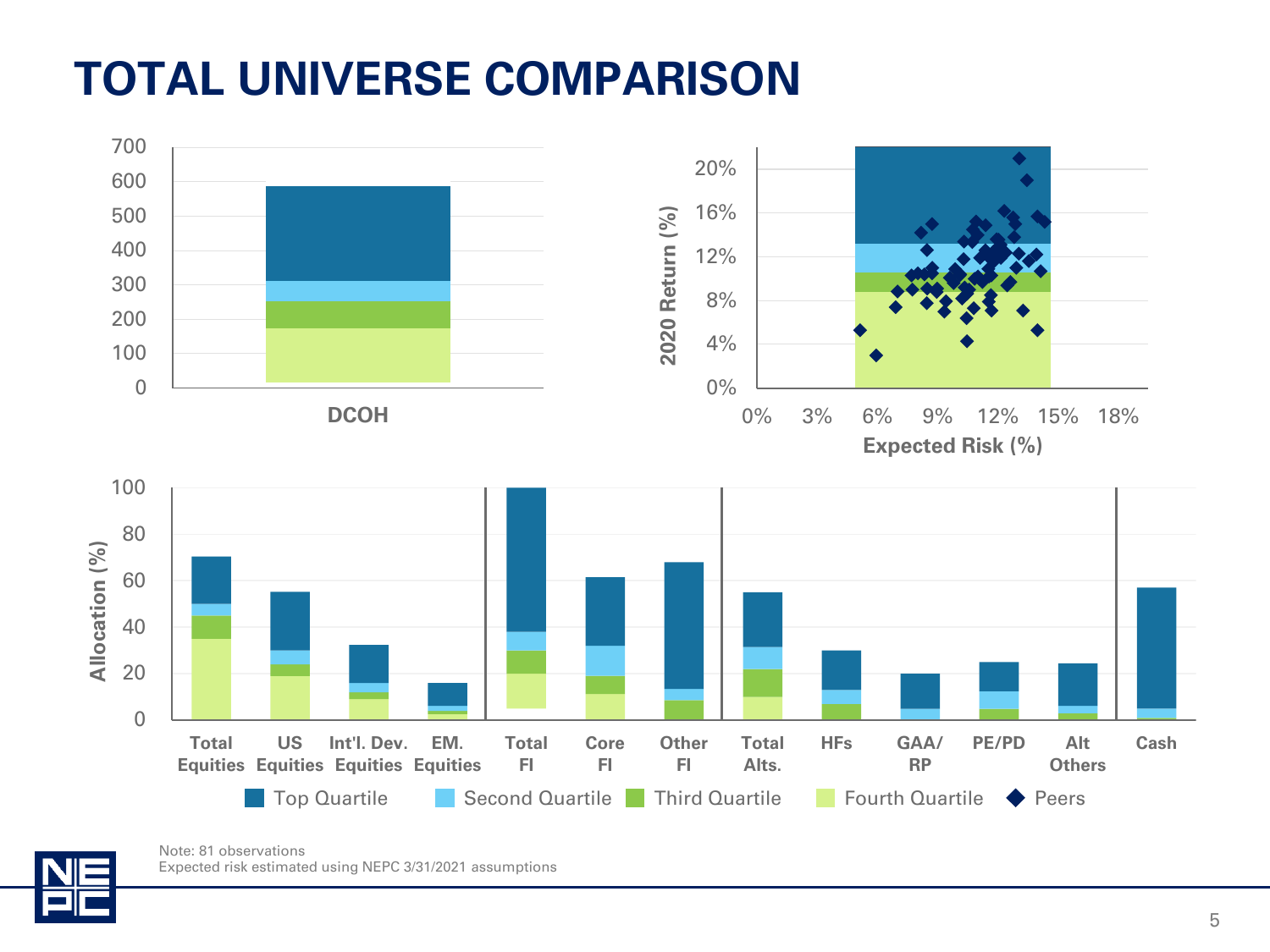# TOTAL UNIVERSE COMPARISON

700
600
500
400
300
200
100
0

DCOH

20%
16%
12%
8%
4%
0%

2020 Return (%)

0% 3% 6% 9% 12% 15% 18%

Expected Risk (%)

100
80
60
40
20
0

Allocation (%)

Total Equities | US Equities | Int'l. Dev. Equities | EM. Equities | Total FI | Core FI | Other FI | Total Alts. | HFs | GAA/RP | PE/PD | Alt Others | Cash

Top Quartile | Second Quartile | Third Quartile | Fourth Quartile | Peers

Note: 81 observations
Expected risk estimated using NEPC 3/31/2021 assumptions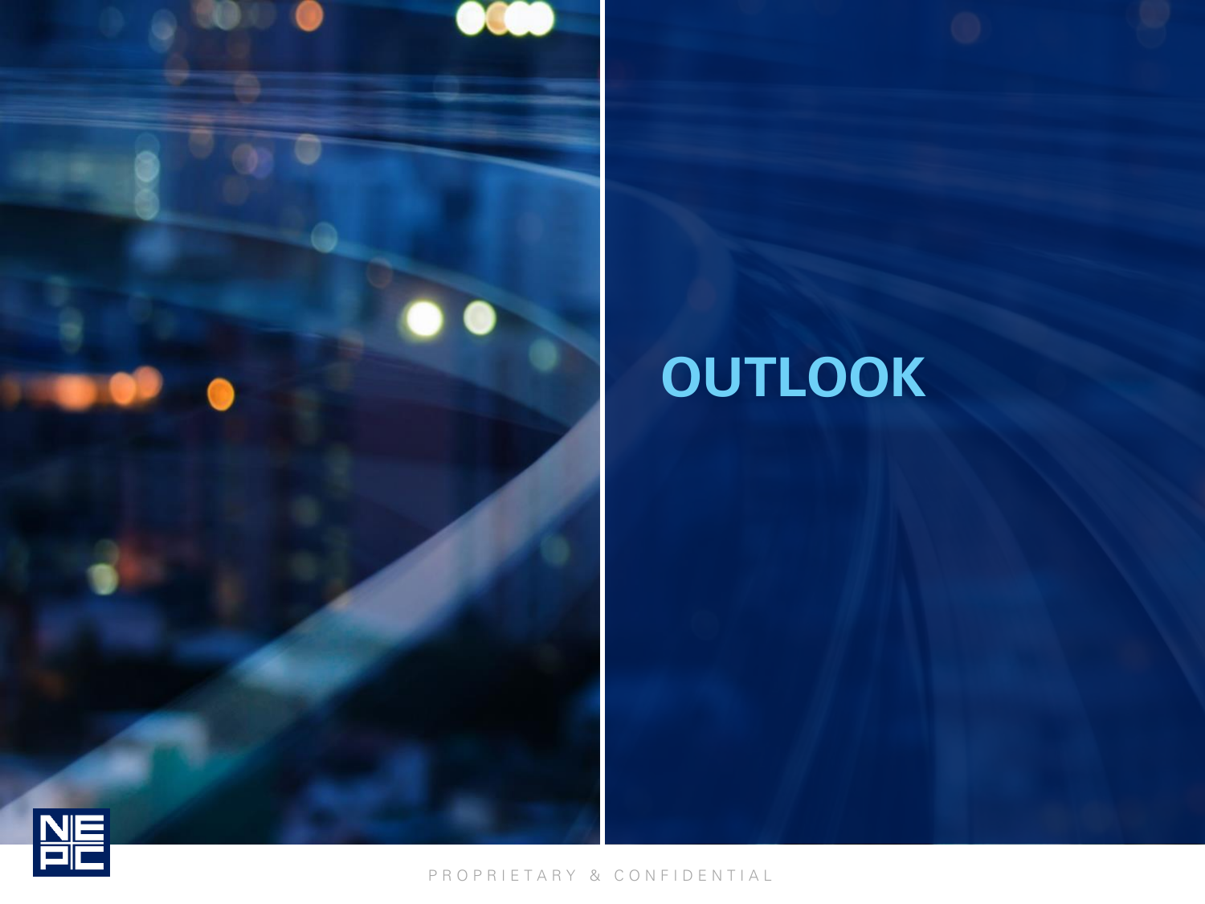# OUTLOOK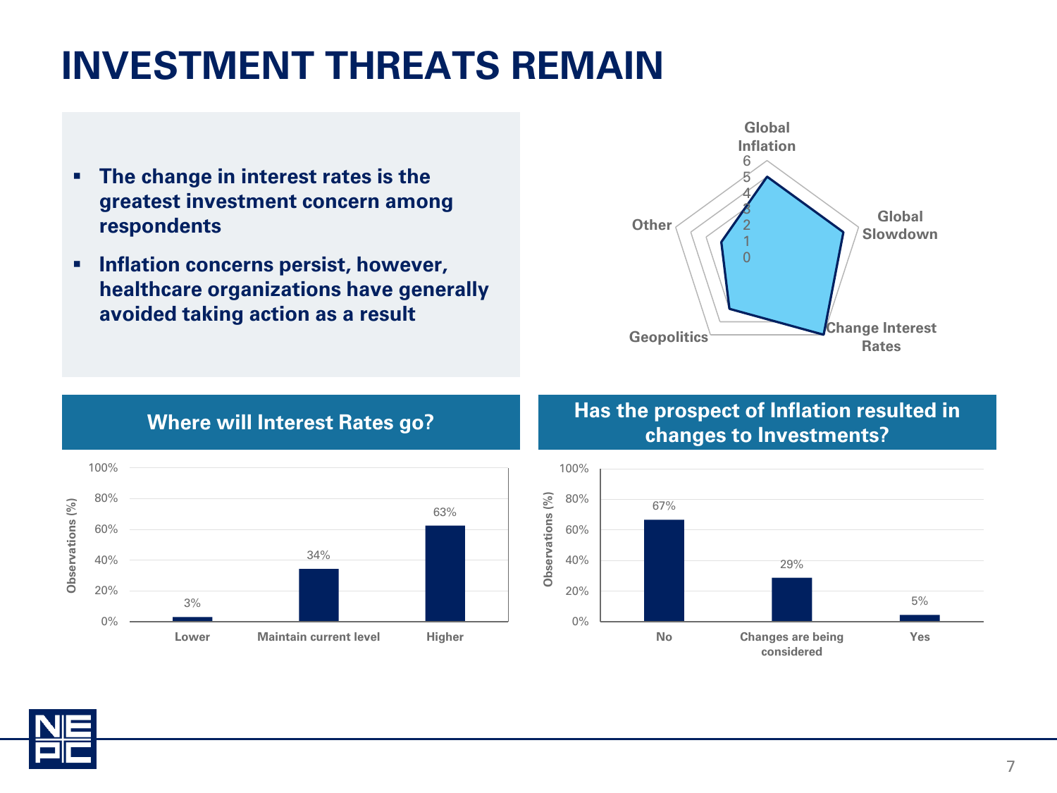# INVESTMENT THREATS REMAIN

- **The change in interest rates is the greatest investment concern among respondents**
- **Inflation concerns persist, however, healthcare organizations have generally avoided taking action as a result**

Global Inflation

6
5
4
3
2
1
0

Global Slowdown

Change Interest Rates

Geopolitics

Other

## Where will Interest Rates go?

| | Observations (%) |
|---|---|
| Lower | 3% |
| Maintain current level | 34% |
| Higher | 63% |

## Has the prospect of Inflation resulted in changes to Investments?

| | Observations (%) |
|---|---|
| No | 67% |
| Changes are being considered | 29% |
| Yes | 5% |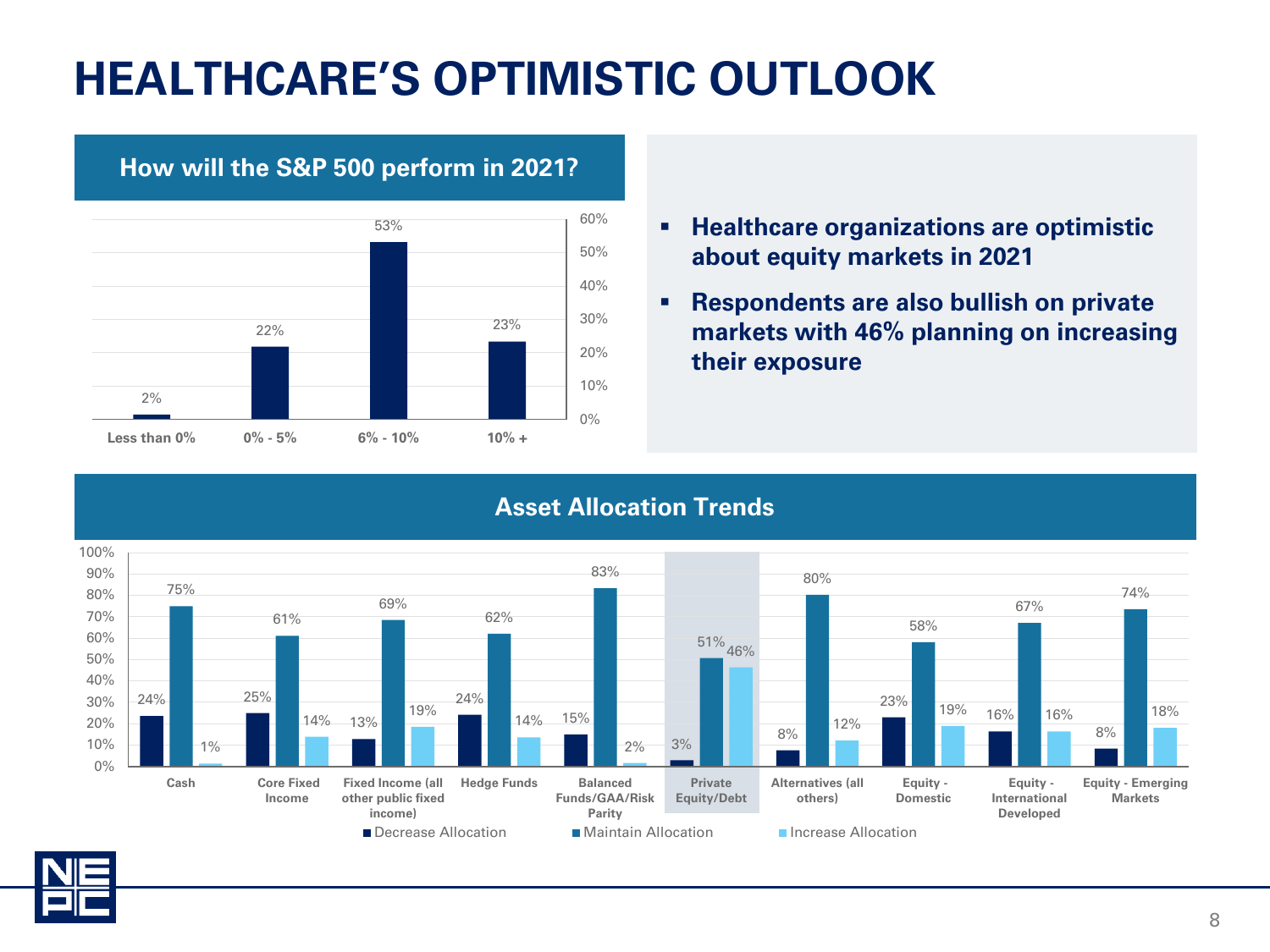# HEALTHCARE'S OPTIMISTIC OUTLOOK

## How will the S&P 500 perform in 2021?

| Less than 0% | 0% - 5% | 6% - 10% | 10% + |
|---|---|---|---|
| 2% | 22% | 53% | 23% |

- **Healthcare organizations are optimistic about equity markets in 2021**
- **Respondents are also bullish on private markets with 46% planning on increasing their exposure**

## Asset Allocation Trends

| | Decrease Allocation | Maintain Allocation | Increase Allocation |
|---|---|---|---|
| Cash | 24% | 75% | 1% |
| Core Fixed Income | 25% | 61% | 14% |
| Fixed Income (all other public fixed income) | 13% | 69% | 19% |
| Hedge Funds | 24% | 62% | 14% |
| Balanced Funds/GAA/Risk Parity | 15% | 83% | 2% |
| Private Equity/Debt | 3% | 51% | 46% |
| Alternatives (all others) | 8% | 80% | 12% |
| Equity - Domestic | 23% | 58% | 19% |
| Equity - International Developed | 16% | 67% | 16% |
| Equity - Emerging Markets | 8% | 74% | 18% |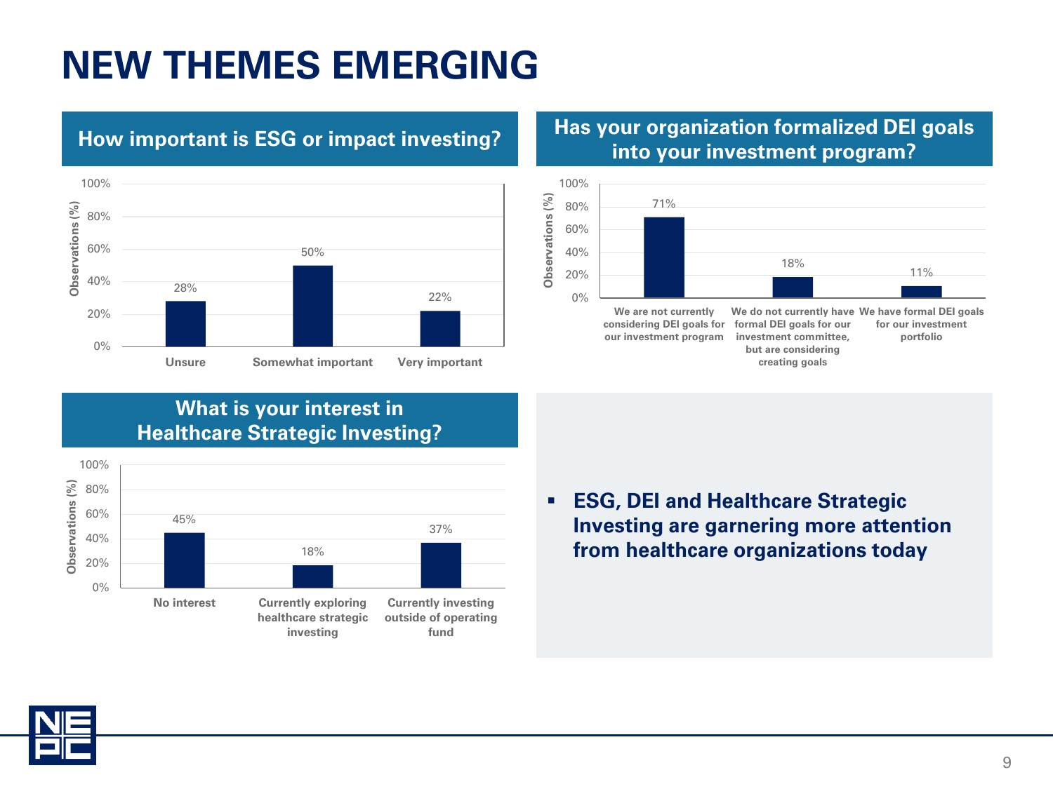# NEW THEMES EMERGING

## How important is ESG or impact investing?

| Response | Observations (%) |
|---|---|
| Unsure | 28% |
| Somewhat important | 50% |
| Very important | 22% |

## Has your organization formalized DEI goals into your investment program?

| Response | Observations (%) |
|---|---|
| We are not currently considering DEI goals for our investment program | 71% |
| We do not currently have formal DEI goals for our investment committee, but are considering creating goals | 18% |
| We have formal DEI goals for our investment portfolio | 11% |

## What is your interest in Healthcare Strategic Investing?

| Response | Observations (%) |
|---|---|
| No interest | 45% |
| Currently exploring healthcare strategic investing | 18% |
| Currently investing outside of operating fund | 37% |

- **ESG, DEI and Healthcare Strategic Investing are garnering more attention from healthcare organizations today**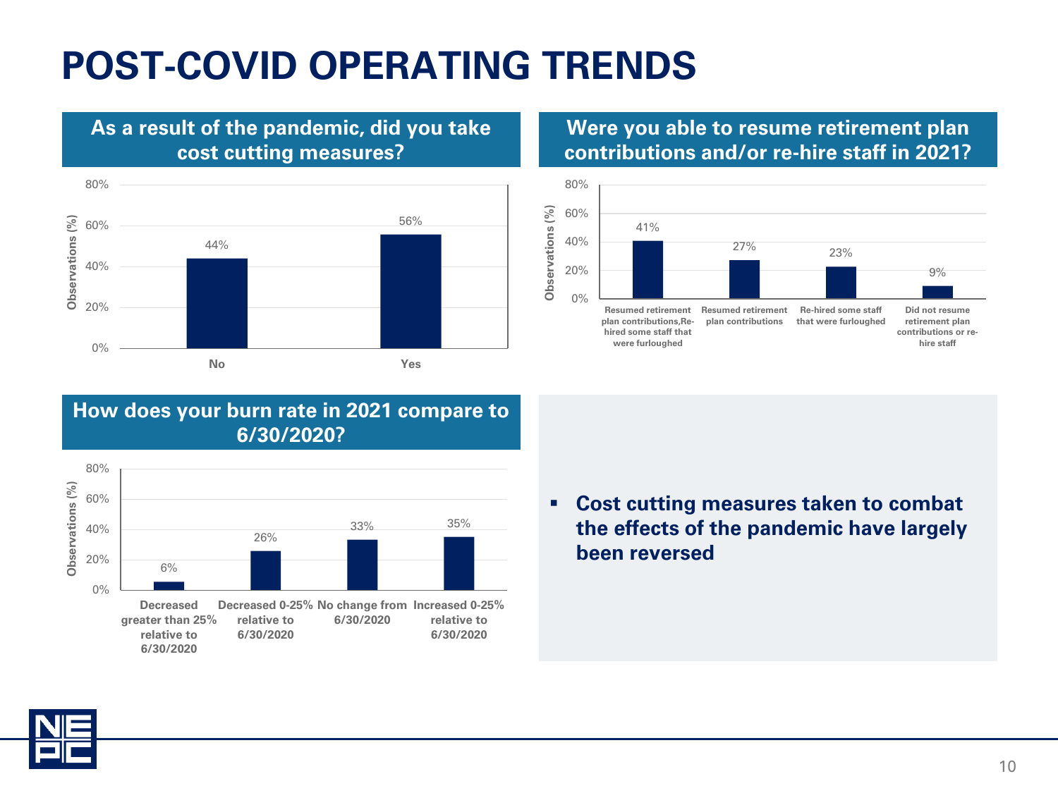# POST-COVID OPERATING TRENDS

## As a result of the pandemic, did you take cost cutting measures?

| Response | Observations (%) |
| --- | --- |
| No | 44% |
| Yes | 56% |

## Were you able to resume retirement plan contributions and/or re-hire staff in 2021?

| Response | Observations (%) |
| --- | --- |
| Resumed retirement plan contributions,Re-hired some staff that were furloughed | 41% |
| Resumed retirement plan contributions | 27% |
| Re-hired some staff that were furloughed | 23% |
| Did not resume retirement plan contributions or re-hire staff | 9% |

## How does your burn rate in 2021 compare to 6/30/2020?

| Response | Observations (%) |
| --- | --- |
| Decreased greater than 25% relative to 6/30/2020 | 6% |
| Decreased 0-25% relative to 6/30/2020 | 26% |
| No change from 6/30/2020 | 33% |
| Increased 0-25% relative to 6/30/2020 | 35% |

- **Cost cutting measures taken to combat the effects of the pandemic have largely been reversed**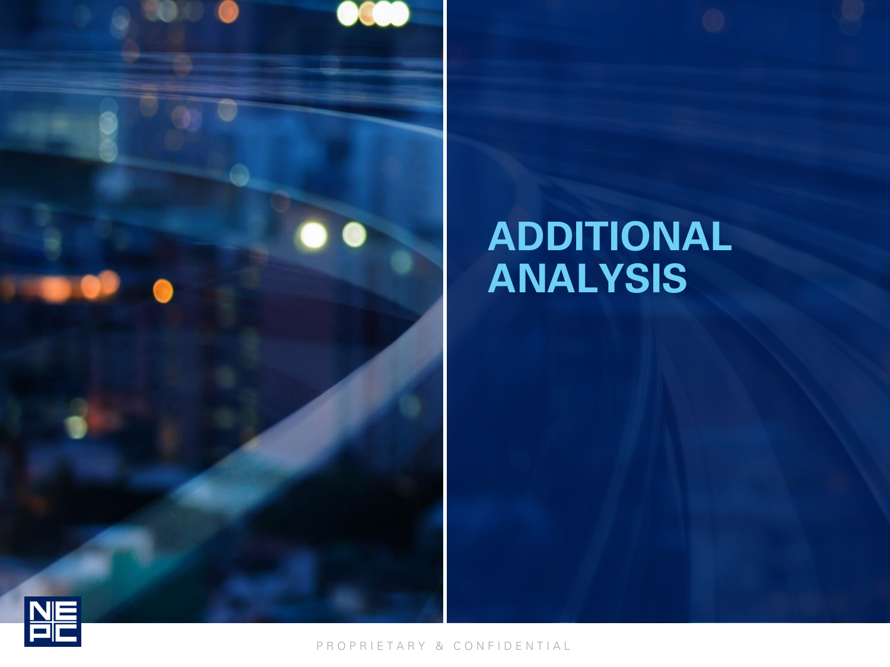# ADDITIONAL ANALYSIS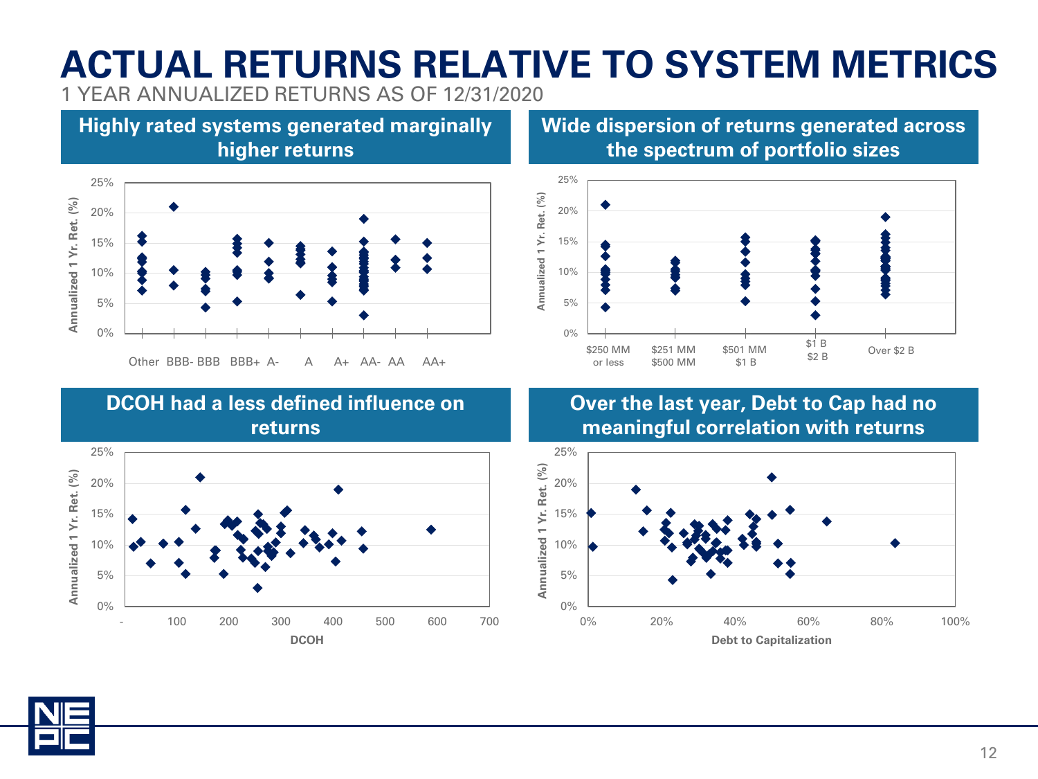# ACTUAL RETURNS RELATIVE TO SYSTEM METRICS

1 YEAR ANNUALIZED RETURNS AS OF 12/31/2020

## Highly rated systems generated marginally higher returns

Annualized 1 Yr. Ret. (%)

0% 5% 10% 15% 20% 25%

Other BBB- BBB BBB+ A- A A+ AA- AA AA+

## Wide dispersion of returns generated across the spectrum of portfolio sizes

Annualized 1 Yr. Ret. (%)

0% 5% 10% 15% 20% 25%

$250 MM or less | $251 MM $500 MM | $501 MM $1 B | $1 B $2 B | Over $2 B

## DCOH had a less defined influence on returns

Annualized 1 Yr. Ret. (%)

0% 5% 10% 15% 20% 25%

- 100 200 300 400 500 600 700

DCOH

## Over the last year, Debt to Cap had no meaningful correlation with returns

Annualized 1 Yr. Ret. (%)

0% 5% 10% 15% 20% 25%

0% 20% 40% 60% 80% 100%

Debt to Capitalization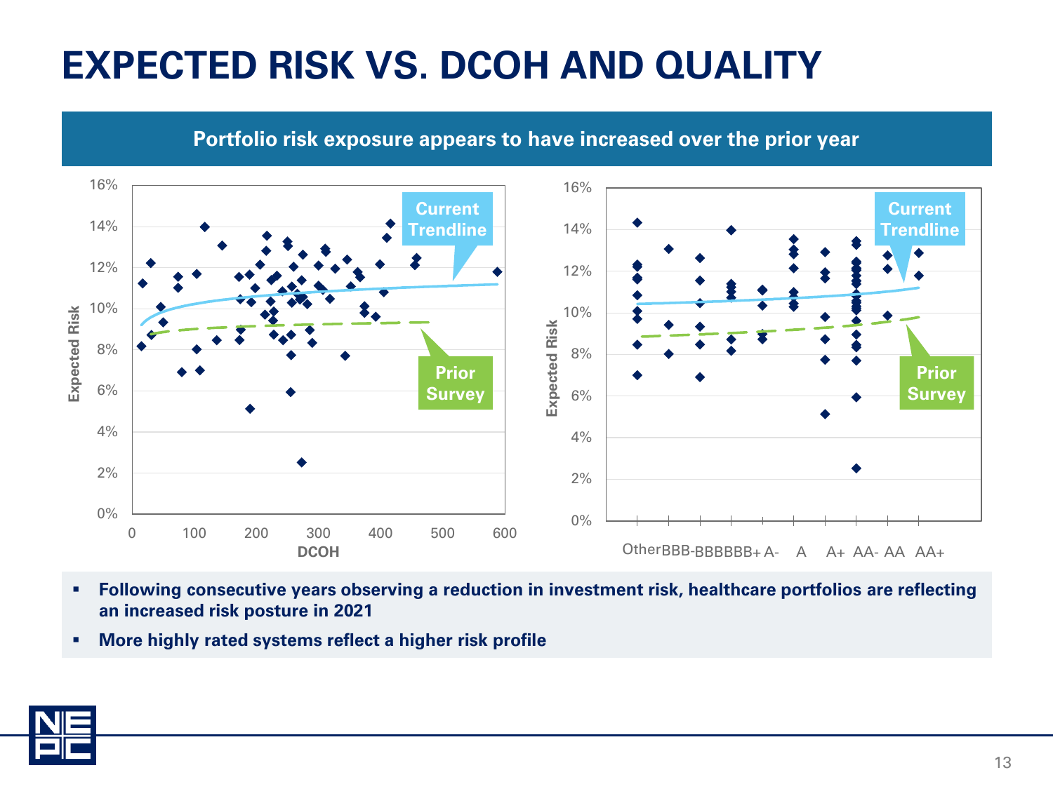# EXPECTED RISK VS. DCOH AND QUALITY

**Portfolio risk exposure appears to have increased over the prior year**

- **Following consecutive years observing a reduction in investment risk, healthcare portfolios are reflecting an increased risk posture in 2021**
- **More highly rated systems reflect a higher risk profile**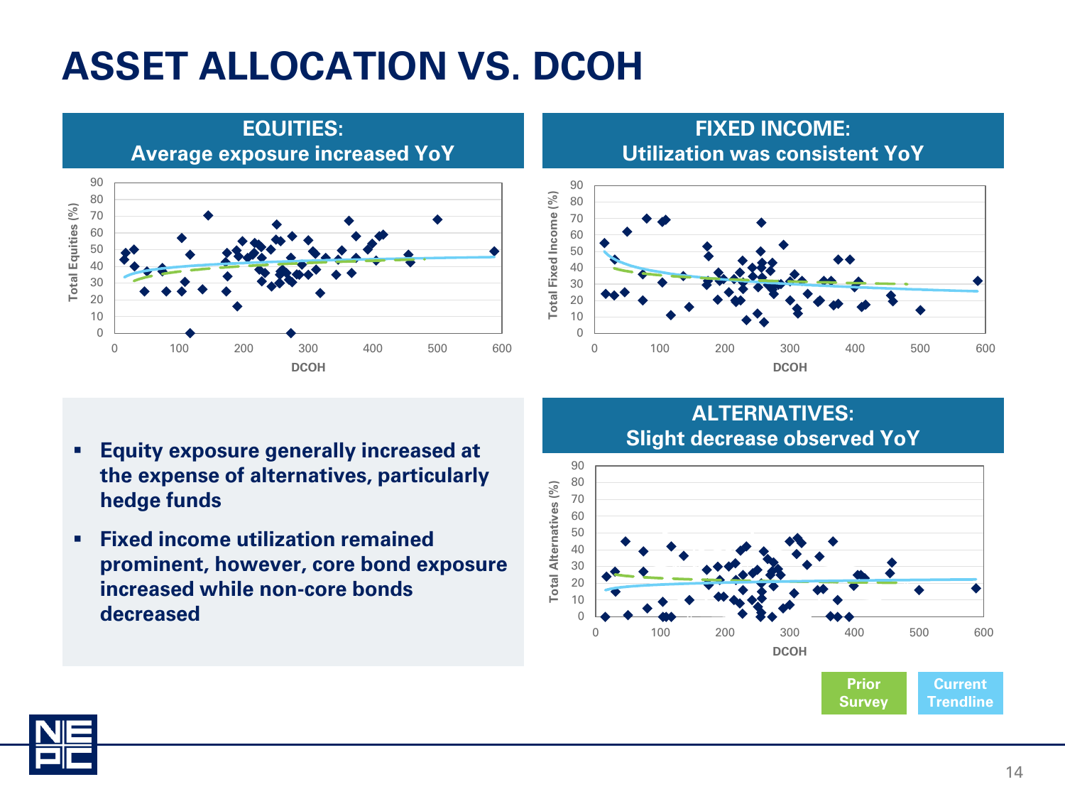# ASSET ALLOCATION VS. DCOH

## EQUITIES: Average exposure increased YoY

## FIXED INCOME: Utilization was consistent YoY

- Equity exposure generally increased at the expense of alternatives, particularly hedge funds
- Fixed income utilization remained prominent, however, core bond exposure increased while non-core bonds decreased

## ALTERNATIVES: Slight decrease observed YoY

Prior Survey | Current Trendline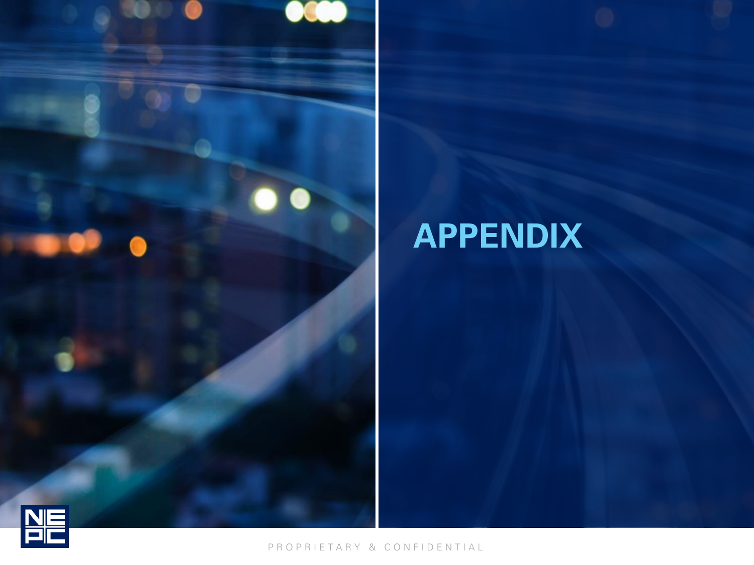# APPENDIX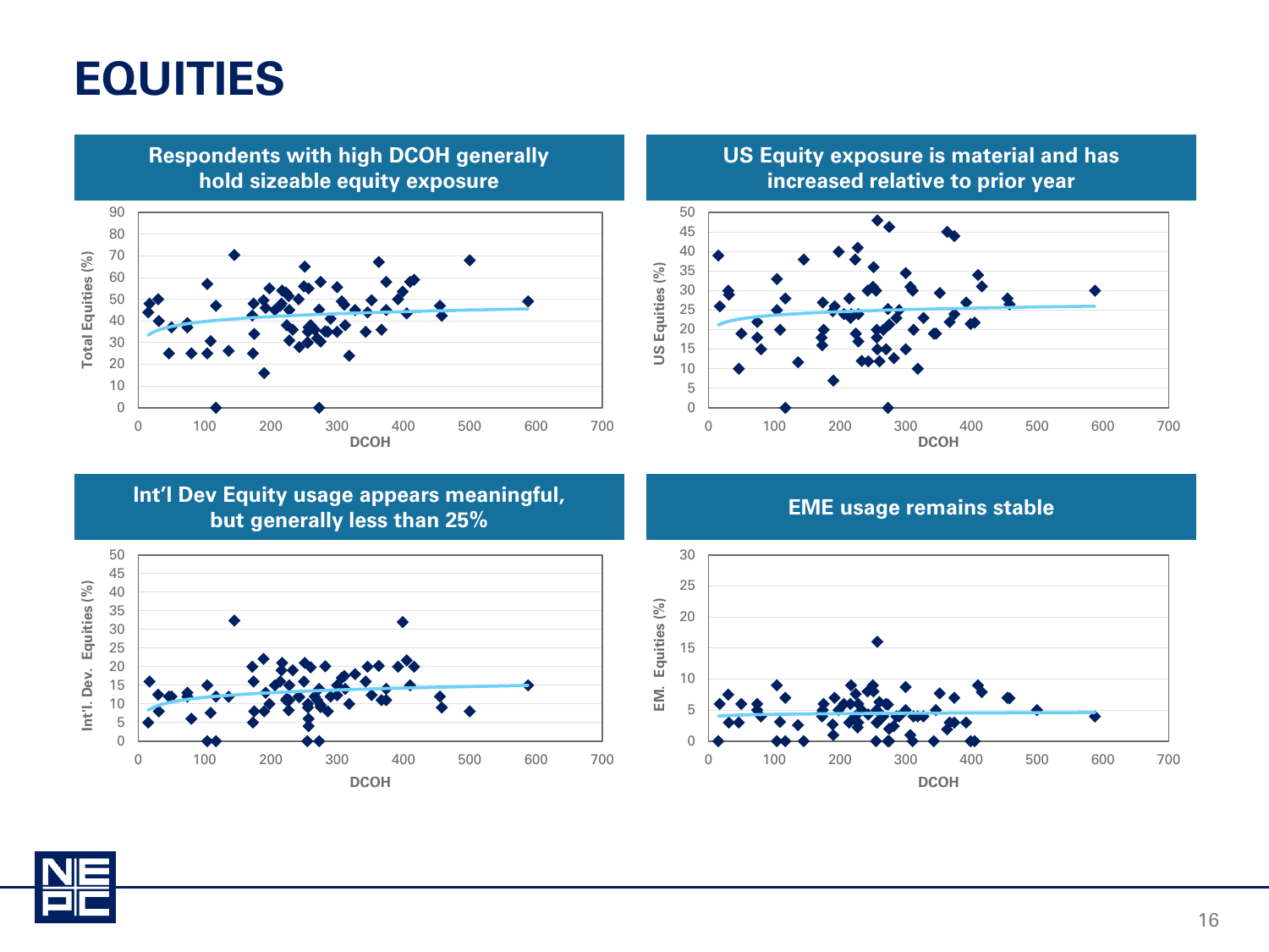# EQUITIES

## Respondents with high DCOH generally hold sizeable equity exposure

Total Equities (%)

DCOH

## US Equity exposure is material and has increased relative to prior year

US Equities (%)

DCOH

## Int'l Dev Equity usage appears meaningful, but generally less than 25%

Int'l. Dev. Equities (%)

DCOH

## EME usage remains stable

EM. Equities (%)

DCOH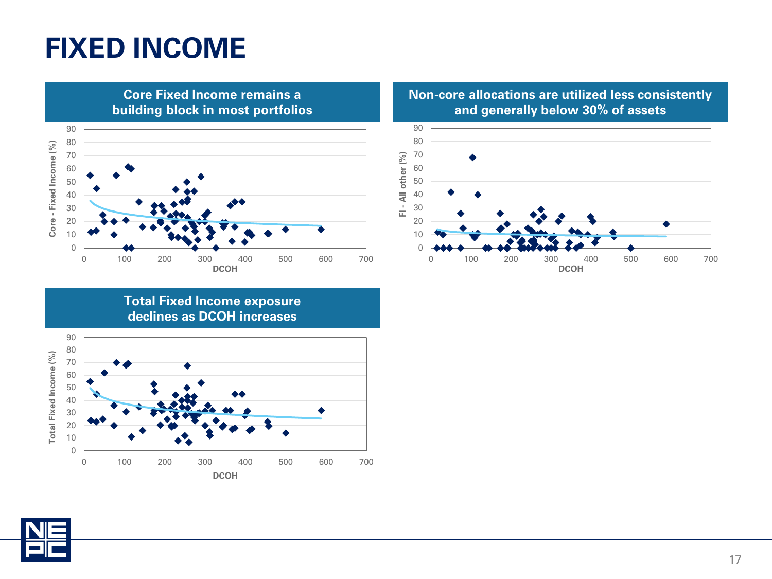# FIXED INCOME

## Core Fixed Income remains a building block in most portfolios

## Non-core allocations are utilized less consistently and generally below 30% of assets

## Total Fixed Income exposure declines as DCOH increases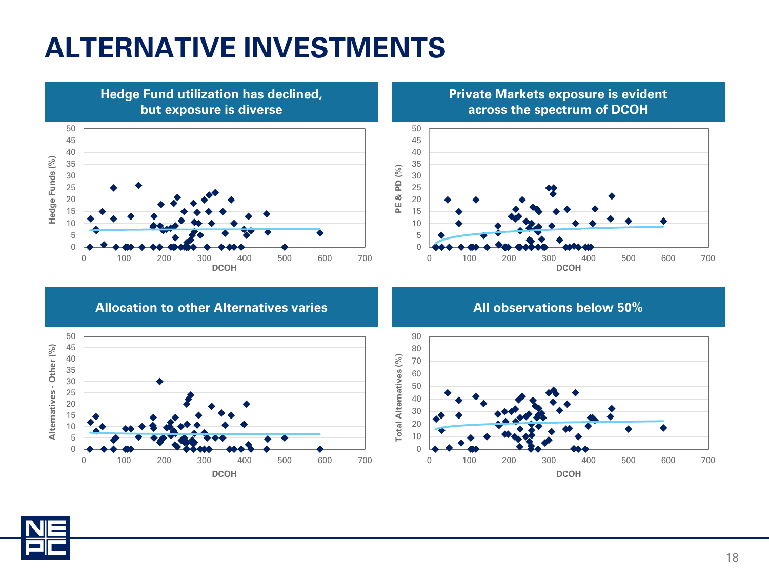# ALTERNATIVE INVESTMENTS

## Hedge Fund utilization has declined, but exposure is diverse

## Private Markets exposure is evident across the spectrum of DCOH

## Allocation to other Alternatives varies

## All observations below 50%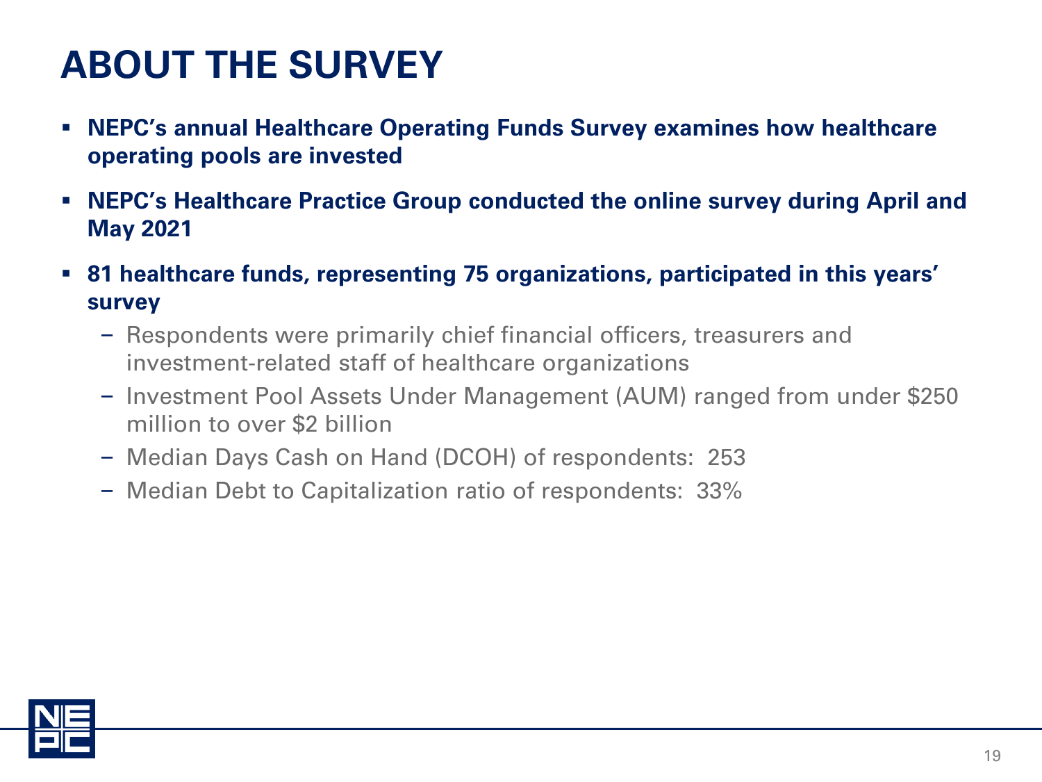# ABOUT THE SURVEY

- **NEPC's annual Healthcare Operating Funds Survey examines how healthcare operating pools are invested**
- **NEPC's Healthcare Practice Group conducted the online survey during April and May 2021**
- **81 healthcare funds, representing 75 organizations, participated in this years' survey**
  - Respondents were primarily chief financial officers, treasurers and investment-related staff of healthcare organizations
  - Investment Pool Assets Under Management (AUM) ranged from under $250 million to over $2 billion
  - Median Days Cash on Hand (DCOH) of respondents: 253
  - Median Debt to Capitalization ratio of respondents: 33%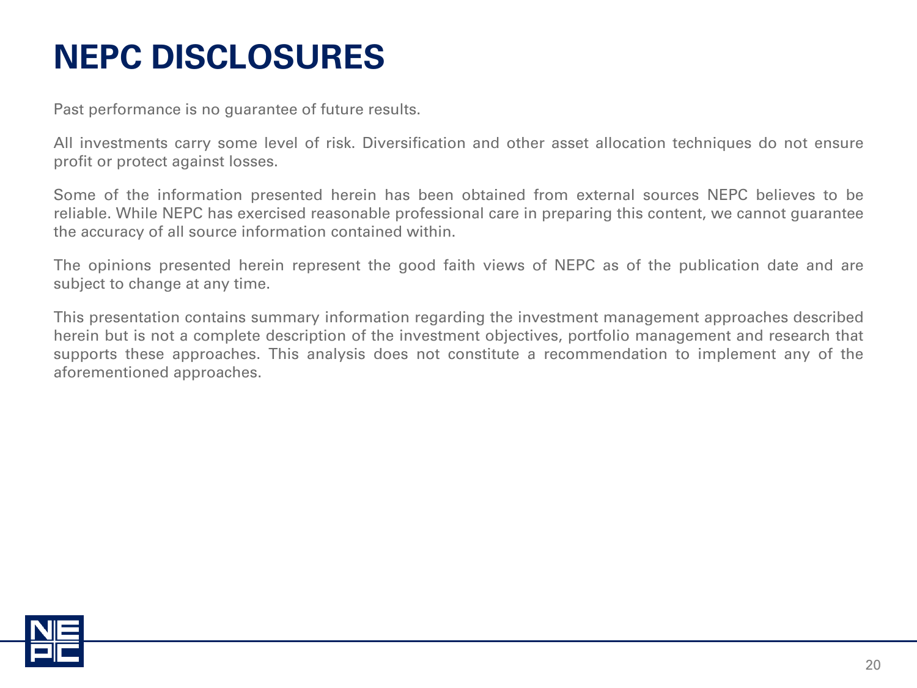# NEPC DISCLOSURES

Past performance is no guarantee of future results.

All investments carry some level of risk. Diversification and other asset allocation techniques do not ensure profit or protect against losses.

Some of the information presented herein has been obtained from external sources NEPC believes to be reliable. While NEPC has exercised reasonable professional care in preparing this content, we cannot guarantee the accuracy of all source information contained within.

The opinions presented herein represent the good faith views of NEPC as of the publication date and are subject to change at any time.

This presentation contains summary information regarding the investment management approaches described herein but is not a complete description of the investment objectives, portfolio management and research that supports these approaches. This analysis does not constitute a recommendation to implement any of the aforementioned approaches.